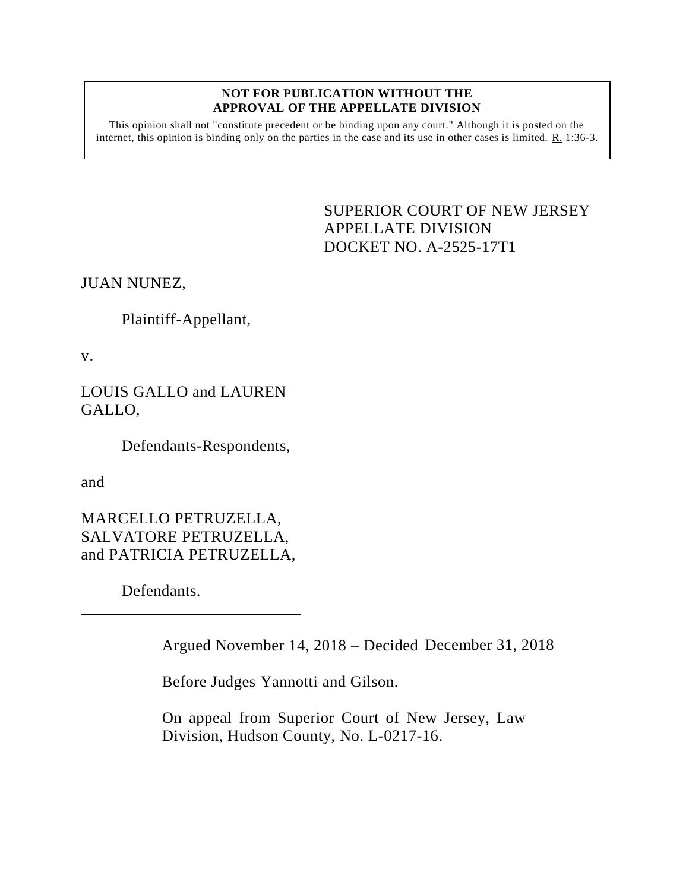**NOT FOR PUBLICATION WITHOUT THE APPROVAL OF THE APPELLATE DIVISION**

This opinion shall not "constitute precedent or be binding upon any court." Although it is posted on the internet, this opinion is binding only on the parties in the case and its use in other cases is limited. R. 1:36-3.

SUPERIOR COURT OF NEW JERSEY
APPELLATE DIVISION
DOCKET NO. A-2525-17T1

JUAN NUNEZ,

Plaintiff-Appellant,

v.

LOUIS GALLO and LAUREN GALLO,

Defendants-Respondents,

and

MARCELLO PETRUZELLA, SALVATORE PETRUZELLA, and PATRICIA PETRUZELLA,

Defendants.

---

Argued November 14, 2018 – Decided December 31, 2018

Before Judges Yannotti and Gilson.

On appeal from Superior Court of New Jersey, Law Division, Hudson County, No. L-0217-16.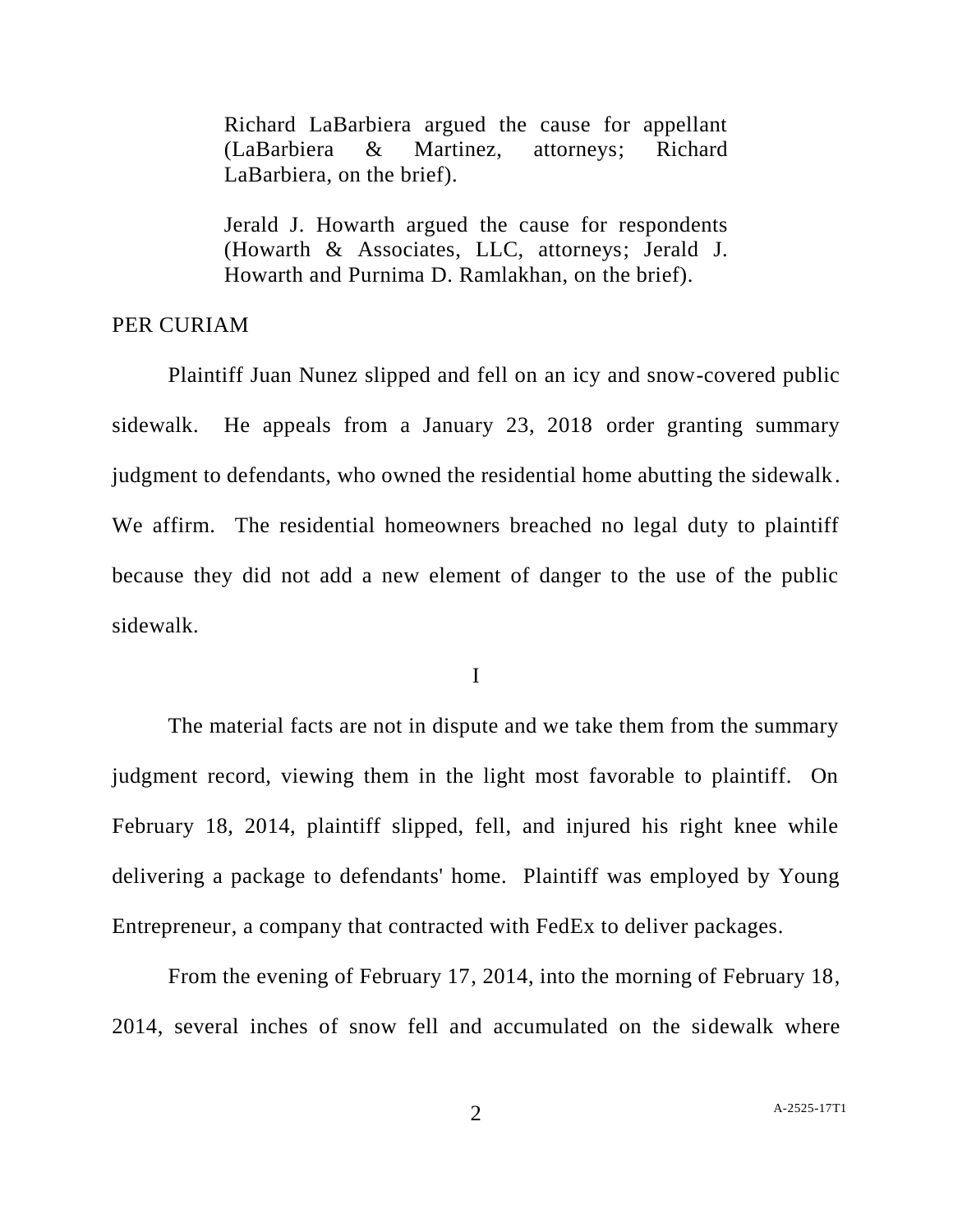Richard LaBarbiera argued the cause for appellant (LaBarbiera & Martinez, attorneys; Richard LaBarbiera, on the brief).

Jerald J. Howarth argued the cause for respondents (Howarth & Associates, LLC, attorneys; Jerald J. Howarth and Purnima D. Ramlakhan, on the brief).

PER CURIAM

Plaintiff Juan Nunez slipped and fell on an icy and snow-covered public sidewalk. He appeals from a January 23, 2018 order granting summary judgment to defendants, who owned the residential home abutting the sidewalk. We affirm. The residential homeowners breached no legal duty to plaintiff because they did not add a new element of danger to the use of the public sidewalk.

I

The material facts are not in dispute and we take them from the summary judgment record, viewing them in the light most favorable to plaintiff. On February 18, 2014, plaintiff slipped, fell, and injured his right knee while delivering a package to defendants' home. Plaintiff was employed by Young Entrepreneur, a company that contracted with FedEx to deliver packages.

From the evening of February 17, 2014, into the morning of February 18, 2014, several inches of snow fell and accumulated on the sidewalk where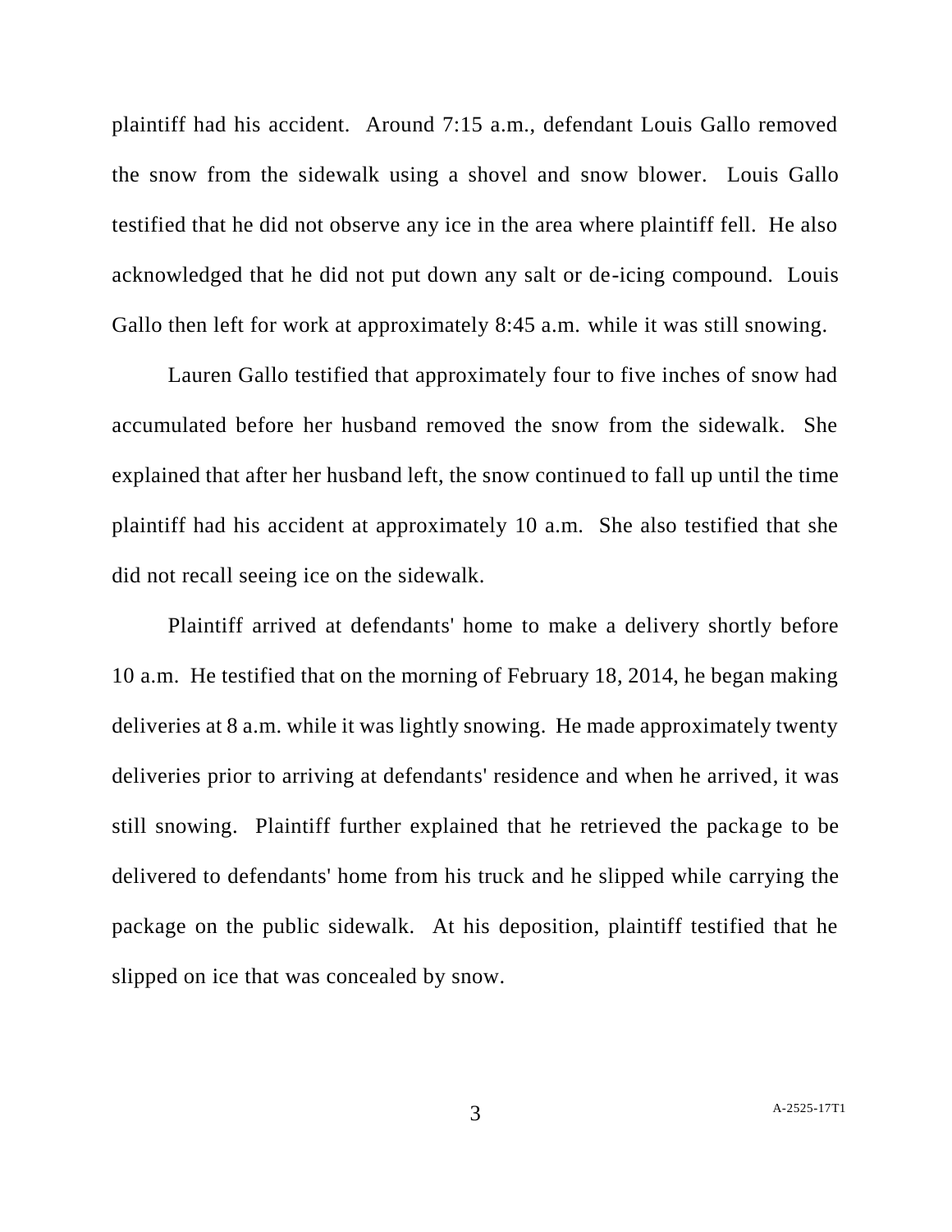plaintiff had his accident. Around 7:15 a.m., defendant Louis Gallo removed the snow from the sidewalk using a shovel and snow blower. Louis Gallo testified that he did not observe any ice in the area where plaintiff fell. He also acknowledged that he did not put down any salt or de-icing compound. Louis Gallo then left for work at approximately 8:45 a.m. while it was still snowing.

Lauren Gallo testified that approximately four to five inches of snow had accumulated before her husband removed the snow from the sidewalk. She explained that after her husband left, the snow continued to fall up until the time plaintiff had his accident at approximately 10 a.m. She also testified that she did not recall seeing ice on the sidewalk.

Plaintiff arrived at defendants' home to make a delivery shortly before 10 a.m. He testified that on the morning of February 18, 2014, he began making deliveries at 8 a.m. while it was lightly snowing. He made approximately twenty deliveries prior to arriving at defendants' residence and when he arrived, it was still snowing. Plaintiff further explained that he retrieved the package to be delivered to defendants' home from his truck and he slipped while carrying the package on the public sidewalk. At his deposition, plaintiff testified that he slipped on ice that was concealed by snow.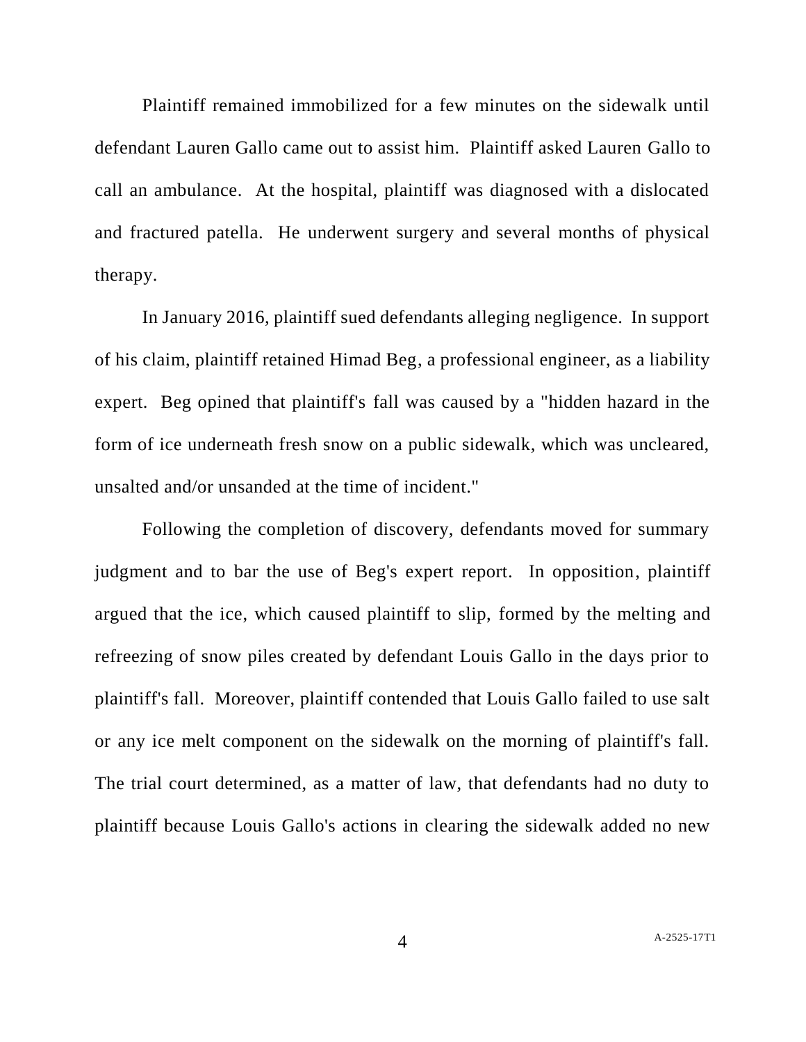Plaintiff remained immobilized for a few minutes on the sidewalk until defendant Lauren Gallo came out to assist him. Plaintiff asked Lauren Gallo to call an ambulance. At the hospital, plaintiff was diagnosed with a dislocated and fractured patella. He underwent surgery and several months of physical therapy.

In January 2016, plaintiff sued defendants alleging negligence. In support of his claim, plaintiff retained Himad Beg, a professional engineer, as a liability expert. Beg opined that plaintiff's fall was caused by a "hidden hazard in the form of ice underneath fresh snow on a public sidewalk, which was uncleared, unsalted and/or unsanded at the time of incident."

Following the completion of discovery, defendants moved for summary judgment and to bar the use of Beg's expert report. In opposition, plaintiff argued that the ice, which caused plaintiff to slip, formed by the melting and refreezing of snow piles created by defendant Louis Gallo in the days prior to plaintiff's fall. Moreover, plaintiff contended that Louis Gallo failed to use salt or any ice melt component on the sidewalk on the morning of plaintiff's fall. The trial court determined, as a matter of law, that defendants had no duty to plaintiff because Louis Gallo's actions in clearing the sidewalk added no new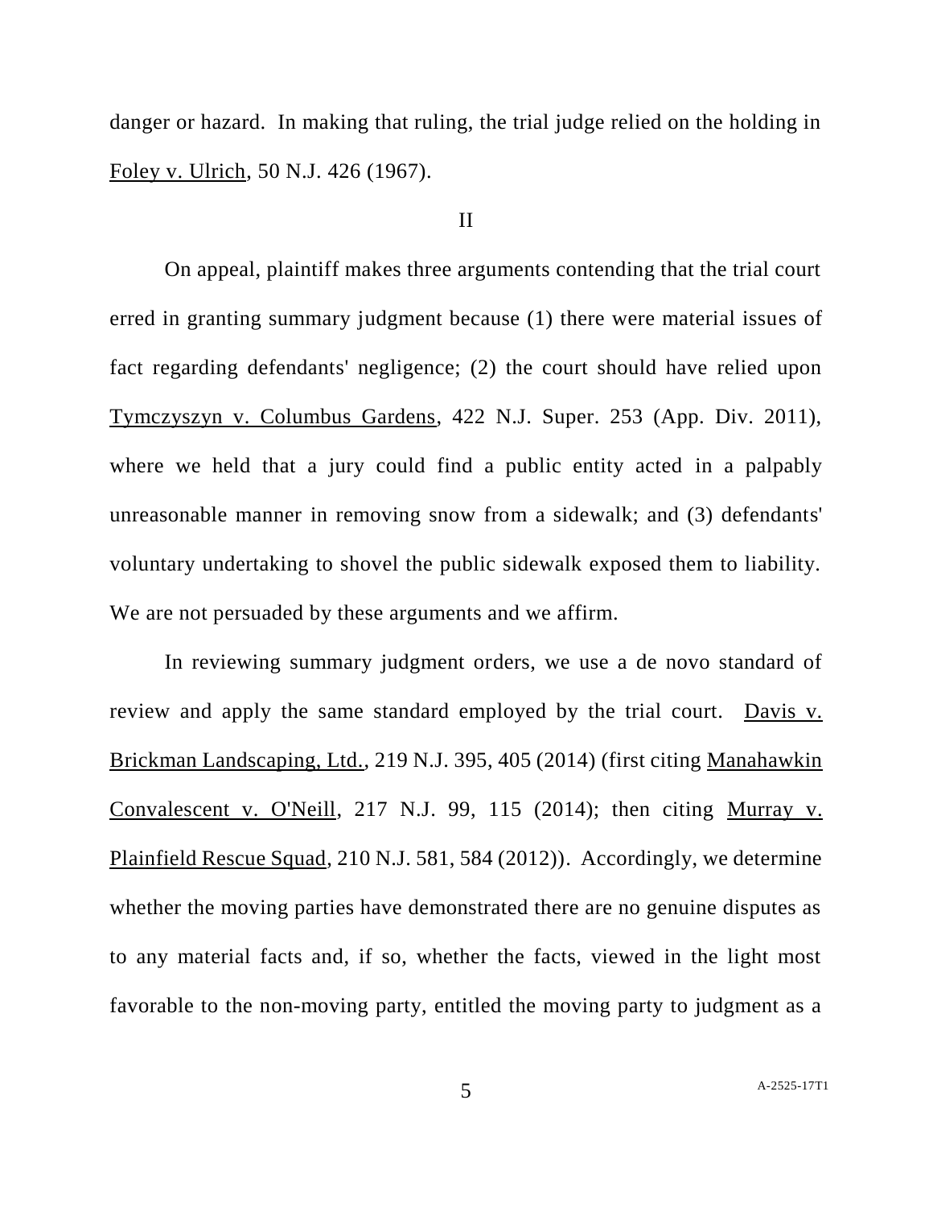danger or hazard. In making that ruling, the trial judge relied on the holding in Foley v. Ulrich, 50 N.J. 426 (1967).

II

On appeal, plaintiff makes three arguments contending that the trial court erred in granting summary judgment because (1) there were material issues of fact regarding defendants' negligence; (2) the court should have relied upon Tymczyszyn v. Columbus Gardens, 422 N.J. Super. 253 (App. Div. 2011), where we held that a jury could find a public entity acted in a palpably unreasonable manner in removing snow from a sidewalk; and (3) defendants' voluntary undertaking to shovel the public sidewalk exposed them to liability. We are not persuaded by these arguments and we affirm.

In reviewing summary judgment orders, we use a de novo standard of review and apply the same standard employed by the trial court. Davis v. Brickman Landscaping, Ltd., 219 N.J. 395, 405 (2014) (first citing Manahawkin Convalescent v. O'Neill, 217 N.J. 99, 115 (2014); then citing Murray v. Plainfield Rescue Squad, 210 N.J. 581, 584 (2012)). Accordingly, we determine whether the moving parties have demonstrated there are no genuine disputes as to any material facts and, if so, whether the facts, viewed in the light most favorable to the non-moving party, entitled the moving party to judgment as a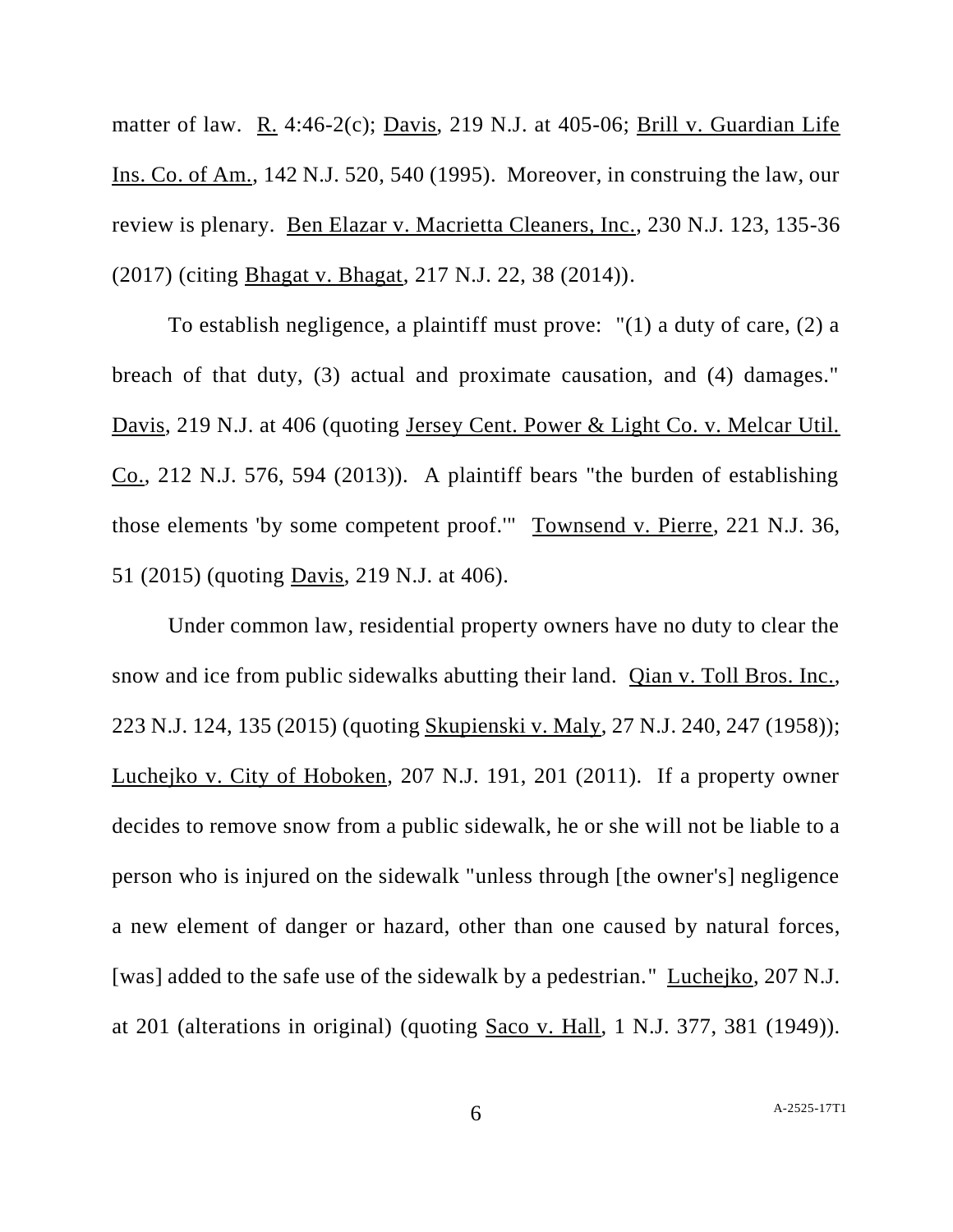matter of law. R. 4:46-2(c); Davis, 219 N.J. at 405-06; Brill v. Guardian Life Ins. Co. of Am., 142 N.J. 520, 540 (1995). Moreover, in construing the law, our review is plenary. Ben Elazar v. Macrietta Cleaners, Inc., 230 N.J. 123, 135-36 (2017) (citing Bhagat v. Bhagat, 217 N.J. 22, 38 (2014)).

To establish negligence, a plaintiff must prove: "(1) a duty of care, (2) a breach of that duty, (3) actual and proximate causation, and (4) damages." Davis, 219 N.J. at 406 (quoting Jersey Cent. Power & Light Co. v. Melcar Util. Co., 212 N.J. 576, 594 (2013)). A plaintiff bears "the burden of establishing those elements 'by some competent proof.'" Townsend v. Pierre, 221 N.J. 36, 51 (2015) (quoting Davis, 219 N.J. at 406).

Under common law, residential property owners have no duty to clear the snow and ice from public sidewalks abutting their land. Qian v. Toll Bros. Inc., 223 N.J. 124, 135 (2015) (quoting Skupienski v. Maly, 27 N.J. 240, 247 (1958)); Luchejko v. City of Hoboken, 207 N.J. 191, 201 (2011). If a property owner decides to remove snow from a public sidewalk, he or she will not be liable to a person who is injured on the sidewalk "unless through [the owner's] negligence a new element of danger or hazard, other than one caused by natural forces, [was] added to the safe use of the sidewalk by a pedestrian." Luchejko, 207 N.J. at 201 (alterations in original) (quoting Saco v. Hall, 1 N.J. 377, 381 (1949)).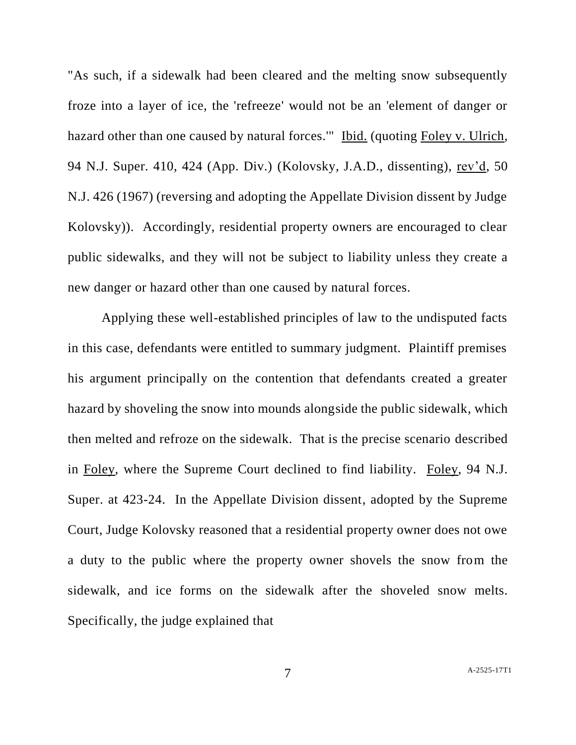"As such, if a sidewalk had been cleared and the melting snow subsequently froze into a layer of ice, the 'refreeze' would not be an 'element of danger or hazard other than one caused by natural forces.'" Ibid. (quoting Foley v. Ulrich, 94 N.J. Super. 410, 424 (App. Div.) (Kolovsky, J.A.D., dissenting), rev'd, 50 N.J. 426 (1967) (reversing and adopting the Appellate Division dissent by Judge Kolovsky)). Accordingly, residential property owners are encouraged to clear public sidewalks, and they will not be subject to liability unless they create a new danger or hazard other than one caused by natural forces.

Applying these well-established principles of law to the undisputed facts in this case, defendants were entitled to summary judgment. Plaintiff premises his argument principally on the contention that defendants created a greater hazard by shoveling the snow into mounds alongside the public sidewalk, which then melted and refroze on the sidewalk. That is the precise scenario described in Foley, where the Supreme Court declined to find liability. Foley, 94 N.J. Super. at 423-24. In the Appellate Division dissent, adopted by the Supreme Court, Judge Kolovsky reasoned that a residential property owner does not owe a duty to the public where the property owner shovels the snow from the sidewalk, and ice forms on the sidewalk after the shoveled snow melts. Specifically, the judge explained that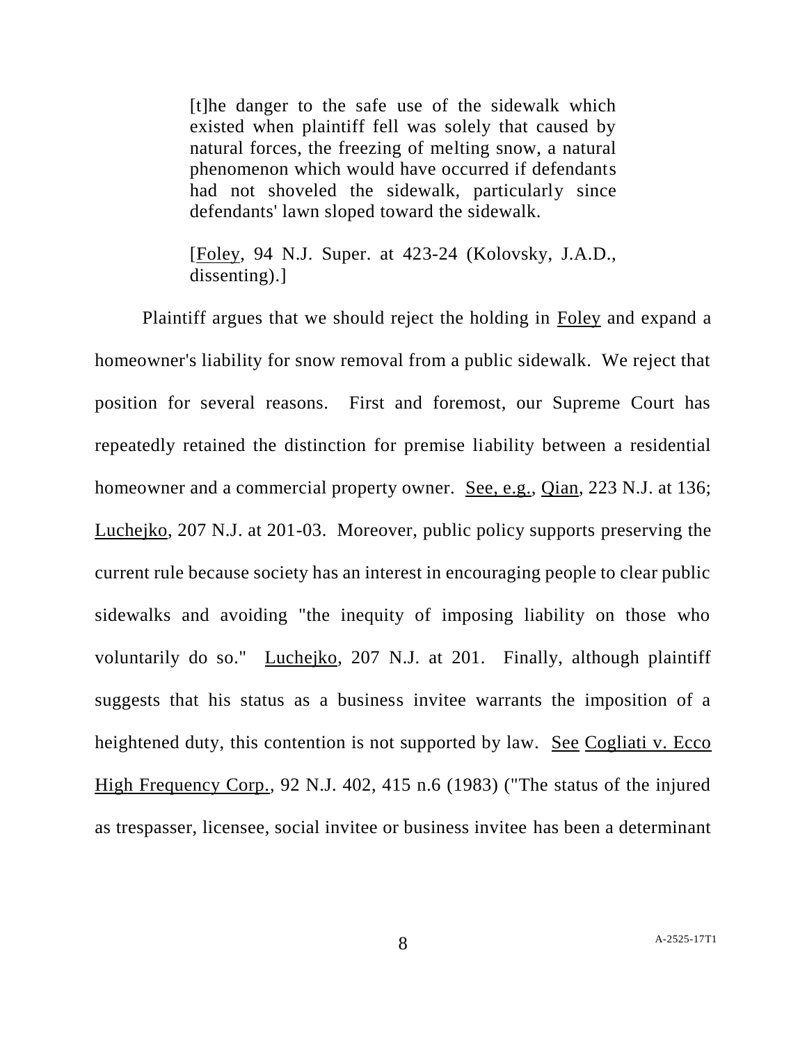> [t]he danger to the safe use of the sidewalk which existed when plaintiff fell was solely that caused by natural forces, the freezing of melting snow, a natural phenomenon which would have occurred if defendants had not shoveled the sidewalk, particularly since defendants' lawn sloped toward the sidewalk.
>
> [Foley, 94 N.J. Super. at 423-24 (Kolovsky, J.A.D., dissenting).]

Plaintiff argues that we should reject the holding in Foley and expand a homeowner's liability for snow removal from a public sidewalk. We reject that position for several reasons. First and foremost, our Supreme Court has repeatedly retained the distinction for premise liability between a residential homeowner and a commercial property owner. See, e.g., Qian, 223 N.J. at 136; Luchejko, 207 N.J. at 201-03. Moreover, public policy supports preserving the current rule because society has an interest in encouraging people to clear public sidewalks and avoiding "the inequity of imposing liability on those who voluntarily do so." Luchejko, 207 N.J. at 201. Finally, although plaintiff suggests that his status as a business invitee warrants the imposition of a heightened duty, this contention is not supported by law. See Cogliati v. Ecco High Frequency Corp., 92 N.J. 402, 415 n.6 (1983) ("The status of the injured as trespasser, licensee, social invitee or business invitee has been a determinant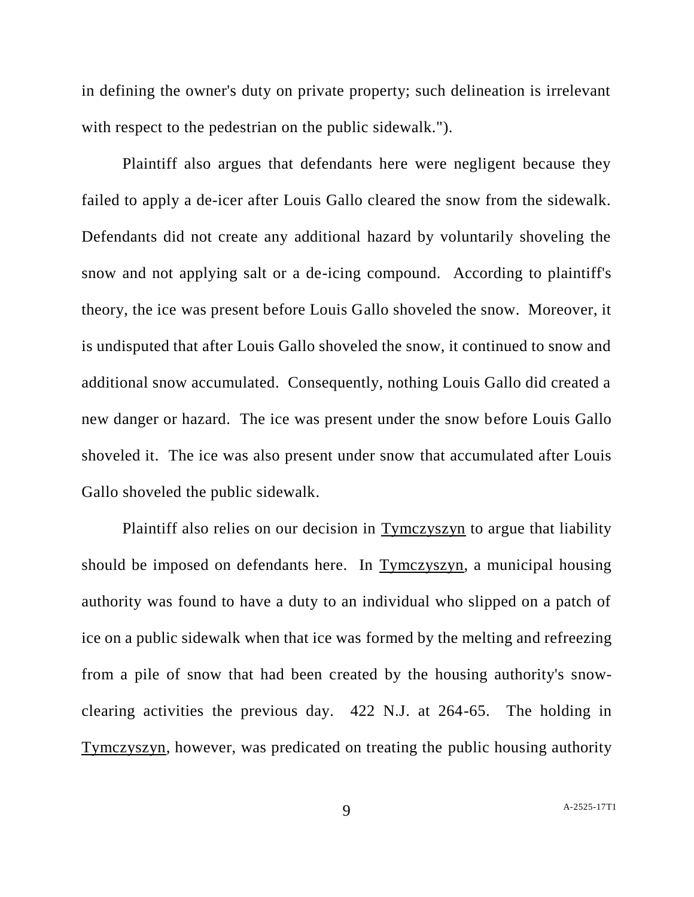in defining the owner's duty on private property; such delineation is irrelevant with respect to the pedestrian on the public sidewalk.").

Plaintiff also argues that defendants here were negligent because they failed to apply a de-icer after Louis Gallo cleared the snow from the sidewalk. Defendants did not create any additional hazard by voluntarily shoveling the snow and not applying salt or a de-icing compound. According to plaintiff's theory, the ice was present before Louis Gallo shoveled the snow. Moreover, it is undisputed that after Louis Gallo shoveled the snow, it continued to snow and additional snow accumulated. Consequently, nothing Louis Gallo did created a new danger or hazard. The ice was present under the snow before Louis Gallo shoveled it. The ice was also present under snow that accumulated after Louis Gallo shoveled the public sidewalk.

Plaintiff also relies on our decision in Tymczyszyn to argue that liability should be imposed on defendants here. In Tymczyszyn, a municipal housing authority was found to have a duty to an individual who slipped on a patch of ice on a public sidewalk when that ice was formed by the melting and refreezing from a pile of snow that had been created by the housing authority's snow-clearing activities the previous day. 422 N.J. at 264-65. The holding in Tymczyszyn, however, was predicated on treating the public housing authority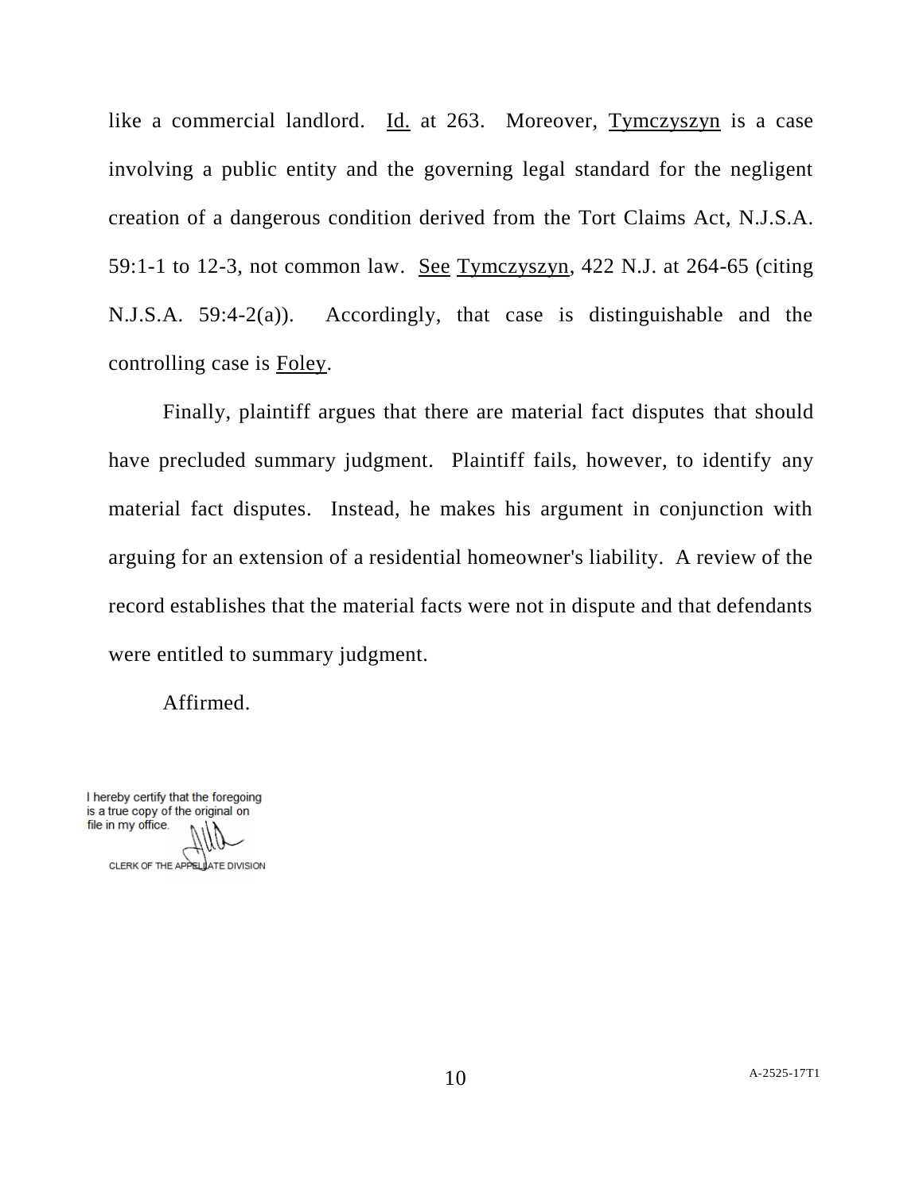like a commercial landlord. Id. at 263. Moreover, Tymczyszyn is a case involving a public entity and the governing legal standard for the negligent creation of a dangerous condition derived from the Tort Claims Act, N.J.S.A. 59:1-1 to 12-3, not common law. See Tymczyszyn, 422 N.J. at 264-65 (citing N.J.S.A. 59:4-2(a)). Accordingly, that case is distinguishable and the controlling case is Foley.

Finally, plaintiff argues that there are material fact disputes that should have precluded summary judgment. Plaintiff fails, however, to identify any material fact disputes. Instead, he makes his argument in conjunction with arguing for an extension of a residential homeowner's liability. A review of the record establishes that the material facts were not in dispute and that defendants were entitled to summary judgment.

Affirmed.

I hereby certify that the foregoing is a true copy of the original on file in my office.

CLERK OF THE APPELLATE DIVISION